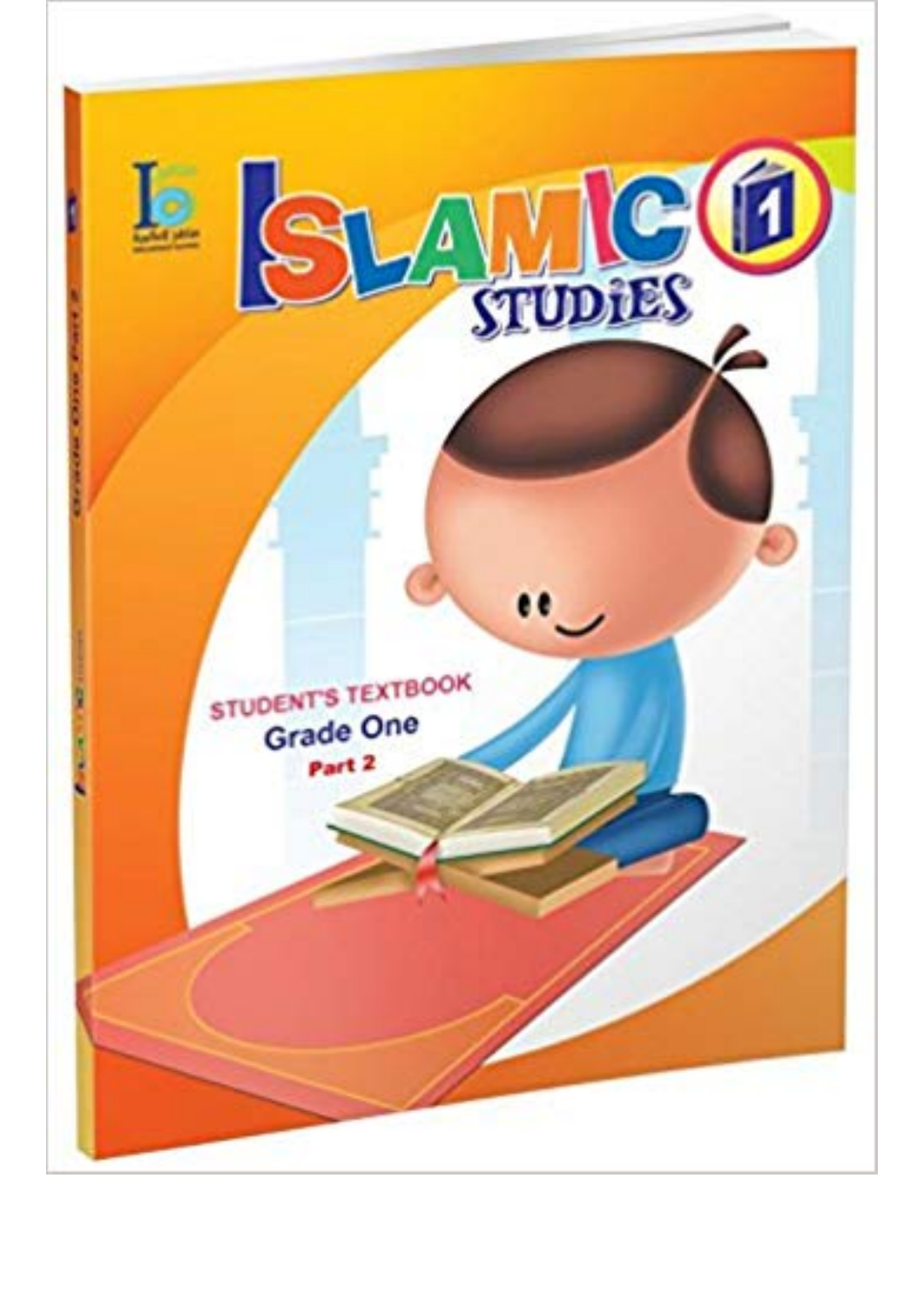# ISLAMIC STUDIES 1

STUDENT'S TEXTBOOK

Grade One

Part 2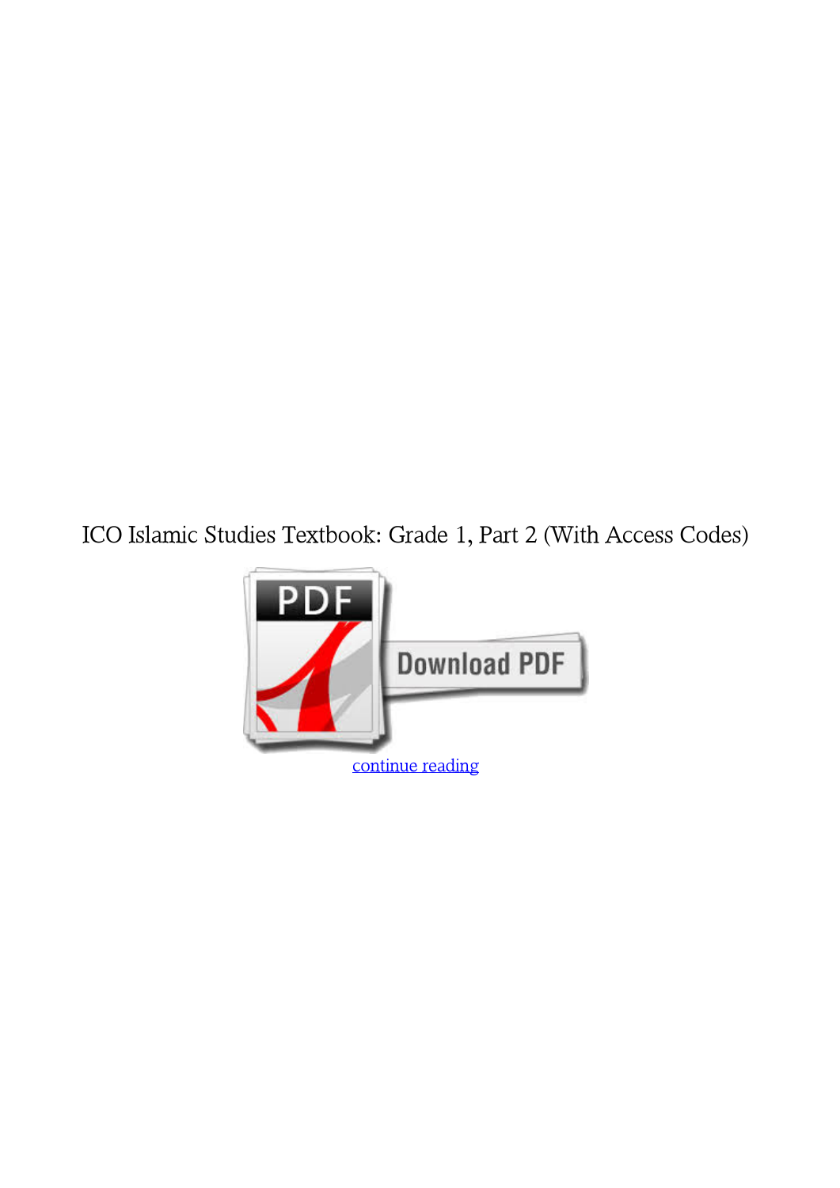ICO Islamic Studies Textbook: Grade 1, Part 2 (With Access Codes)

continue reading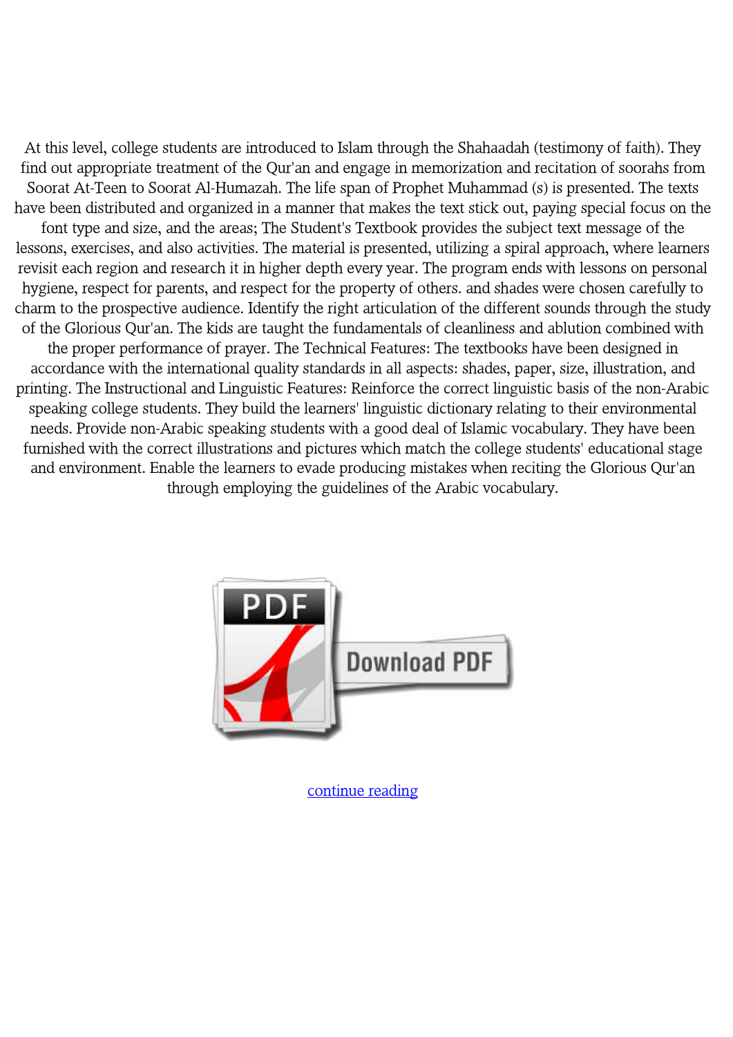At this level, college students are introduced to Islam through the Shahaadah (testimony of faith). They find out appropriate treatment of the Qur'an and engage in memorization and recitation of soorahs from Soorat At-Teen to Soorat Al-Humazah. The life span of Prophet Muhammad (s) is presented. The texts have been distributed and organized in a manner that makes the text stick out, paying special focus on the font type and size, and the areas; The Student's Textbook provides the subject text message of the lessons, exercises, and also activities. The material is presented, utilizing a spiral approach, where learners revisit each region and research it in higher depth every year. The program ends with lessons on personal hygiene, respect for parents, and respect for the property of others. and shades were chosen carefully to charm to the prospective audience. Identify the right articulation of the different sounds through the study of the Glorious Qur'an. The kids are taught the fundamentals of cleanliness and ablution combined with the proper performance of prayer. The Technical Features: The textbooks have been designed in accordance with the international quality standards in all aspects: shades, paper, size, illustration, and printing. The Instructional and Linguistic Features: Reinforce the correct linguistic basis of the non-Arabic speaking college students. They build the learners' linguistic dictionary relating to their environmental needs. Provide non-Arabic speaking students with a good deal of Islamic vocabulary. They have been furnished with the correct illustrations and pictures which match the college students' educational stage and environment. Enable the learners to evade producing mistakes when reciting the Glorious Qur'an through employing the guidelines of the Arabic vocabulary.

Download PDF

continue reading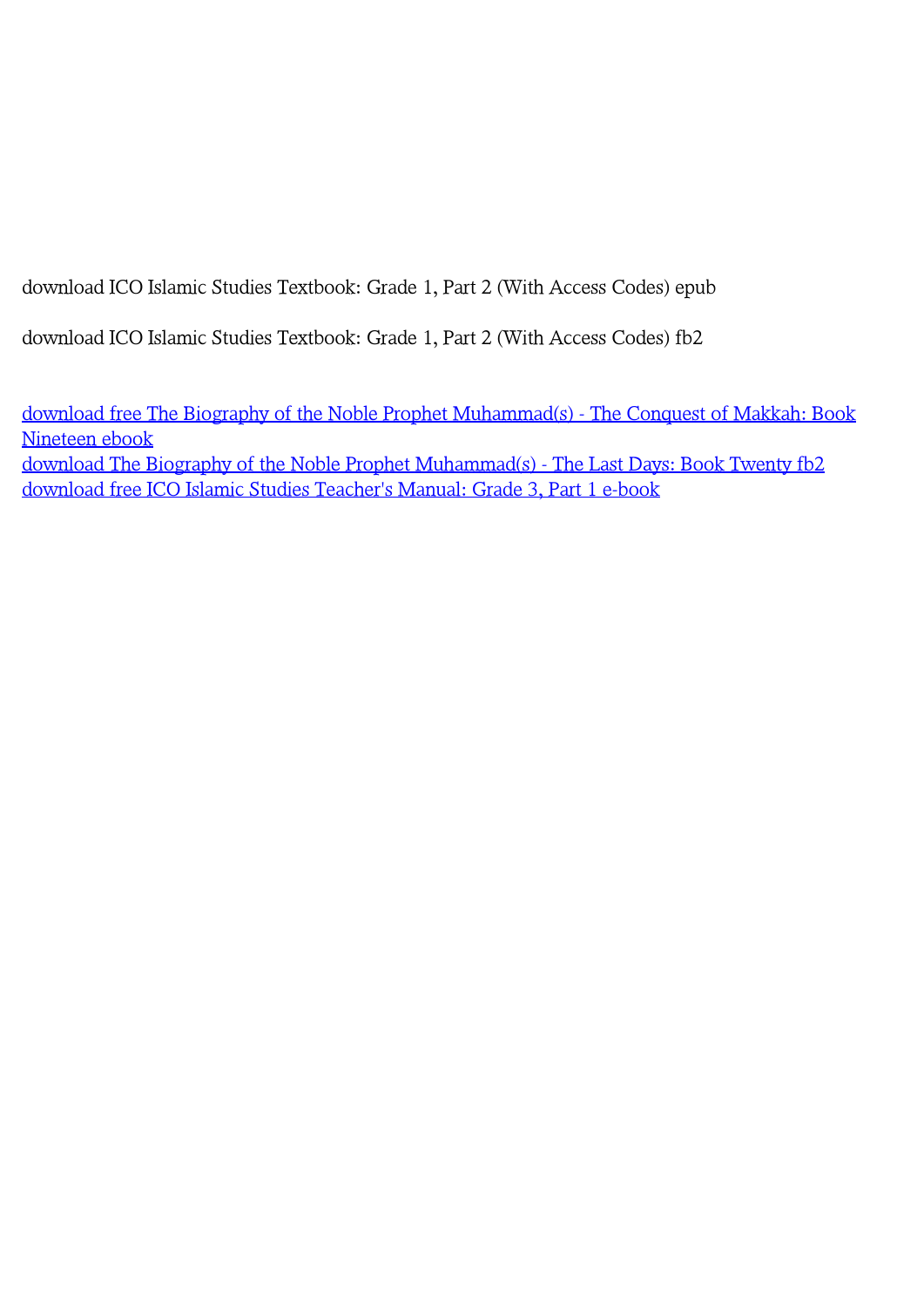download ICO Islamic Studies Textbook: Grade 1, Part 2 (With Access Codes) epub

download ICO Islamic Studies Textbook: Grade 1, Part 2 (With Access Codes) fb2

download free The Biography of the Noble Prophet Muhammad(s) - The Conquest of Makkah: Book Nineteen ebook
download The Biography of the Noble Prophet Muhammad(s) - The Last Days: Book Twenty fb2
download free ICO Islamic Studies Teacher's Manual: Grade 3, Part 1 e-book